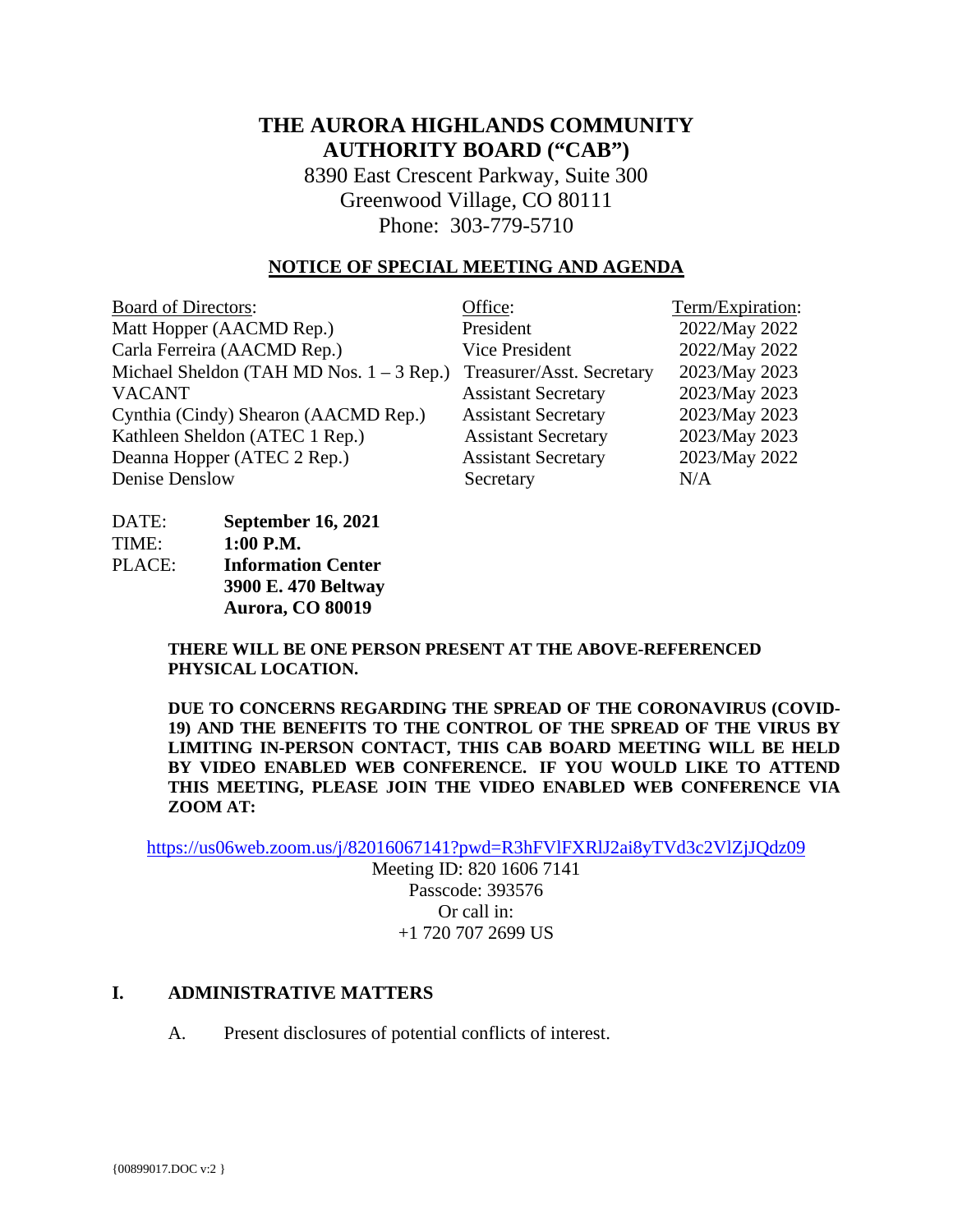# THE AURORA HIGHLANDS COMMUNITY AUTHORITY BOARD ("CAB")

8390 East Crescent Parkway, Suite 300
Greenwood Village, CO 80111
Phone: 303-779-5710

## NOTICE OF SPECIAL MEETING AND AGENDA

| Board of Directors: | Office: | Term/Expiration: |
|---|---|---|
| Matt Hopper (AACMD Rep.) | President | 2022/May 2022 |
| Carla Ferreira (AACMD Rep.) | Vice President | 2022/May 2022 |
| Michael Sheldon (TAH MD Nos. 1 – 3 Rep.) | Treasurer/Asst. Secretary | 2023/May 2023 |
| VACANT | Assistant Secretary | 2023/May 2023 |
| Cynthia (Cindy) Shearon (AACMD Rep.) | Assistant Secretary | 2023/May 2023 |
| Kathleen Sheldon (ATEC 1 Rep.) | Assistant Secretary | 2023/May 2023 |
| Deanna Hopper (ATEC 2 Rep.) | Assistant Secretary | 2023/May 2022 |
| Denise Denslow | Secretary | N/A |

DATE: **September 16, 2021**
TIME: **1:00 P.M.**
PLACE: **Information Center**
**3900 E. 470 Beltway**
**Aurora, CO 80019**

**THERE WILL BE ONE PERSON PRESENT AT THE ABOVE-REFERENCED PHYSICAL LOCATION.**

**DUE TO CONCERNS REGARDING THE SPREAD OF THE CORONAVIRUS (COVID-19) AND THE BENEFITS TO THE CONTROL OF THE SPREAD OF THE VIRUS BY LIMITING IN-PERSON CONTACT, THIS CAB BOARD MEETING WILL BE HELD BY VIDEO ENABLED WEB CONFERENCE. IF YOU WOULD LIKE TO ATTEND THIS MEETING, PLEASE JOIN THE VIDEO ENABLED WEB CONFERENCE VIA ZOOM AT:**

https://us06web.zoom.us/j/82016067141?pwd=R3hFVlFXRlJ2ai8yTVd3c2VlZjJQdz09
Meeting ID: 820 1606 7141
Passcode: 393576
Or call in:
+1 720 707 2699 US

## I. ADMINISTRATIVE MATTERS

A. Present disclosures of potential conflicts of interest.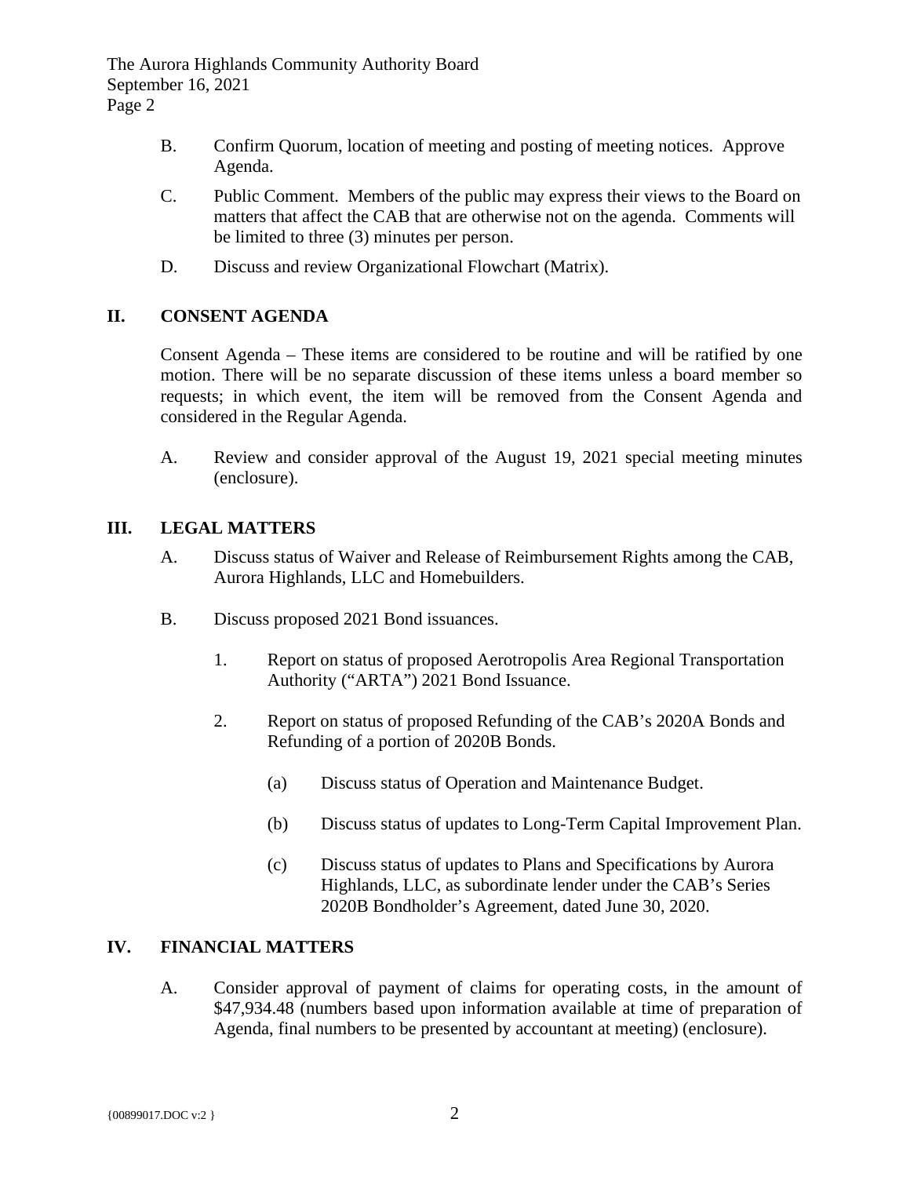B. Confirm Quorum, location of meeting and posting of meeting notices. Approve Agenda.

C. Public Comment. Members of the public may express their views to the Board on matters that affect the CAB that are otherwise not on the agenda. Comments will be limited to three (3) minutes per person.

D. Discuss and review Organizational Flowchart (Matrix).

## II. CONSENT AGENDA

Consent Agenda – These items are considered to be routine and will be ratified by one motion. There will be no separate discussion of these items unless a board member so requests; in which event, the item will be removed from the Consent Agenda and considered in the Regular Agenda.

A. Review and consider approval of the August 19, 2021 special meeting minutes (enclosure).

## III. LEGAL MATTERS

A. Discuss status of Waiver and Release of Reimbursement Rights among the CAB, Aurora Highlands, LLC and Homebuilders.

B. Discuss proposed 2021 Bond issuances.

1. Report on status of proposed Aerotropolis Area Regional Transportation Authority ("ARTA") 2021 Bond Issuance.

2. Report on status of proposed Refunding of the CAB's 2020A Bonds and Refunding of a portion of 2020B Bonds.

   (a) Discuss status of Operation and Maintenance Budget.

   (b) Discuss status of updates to Long-Term Capital Improvement Plan.

   (c) Discuss status of updates to Plans and Specifications by Aurora Highlands, LLC, as subordinate lender under the CAB's Series 2020B Bondholder's Agreement, dated June 30, 2020.

## IV. FINANCIAL MATTERS

A. Consider approval of payment of claims for operating costs, in the amount of $47,934.48 (numbers based upon information available at time of preparation of Agenda, final numbers to be presented by accountant at meeting) (enclosure).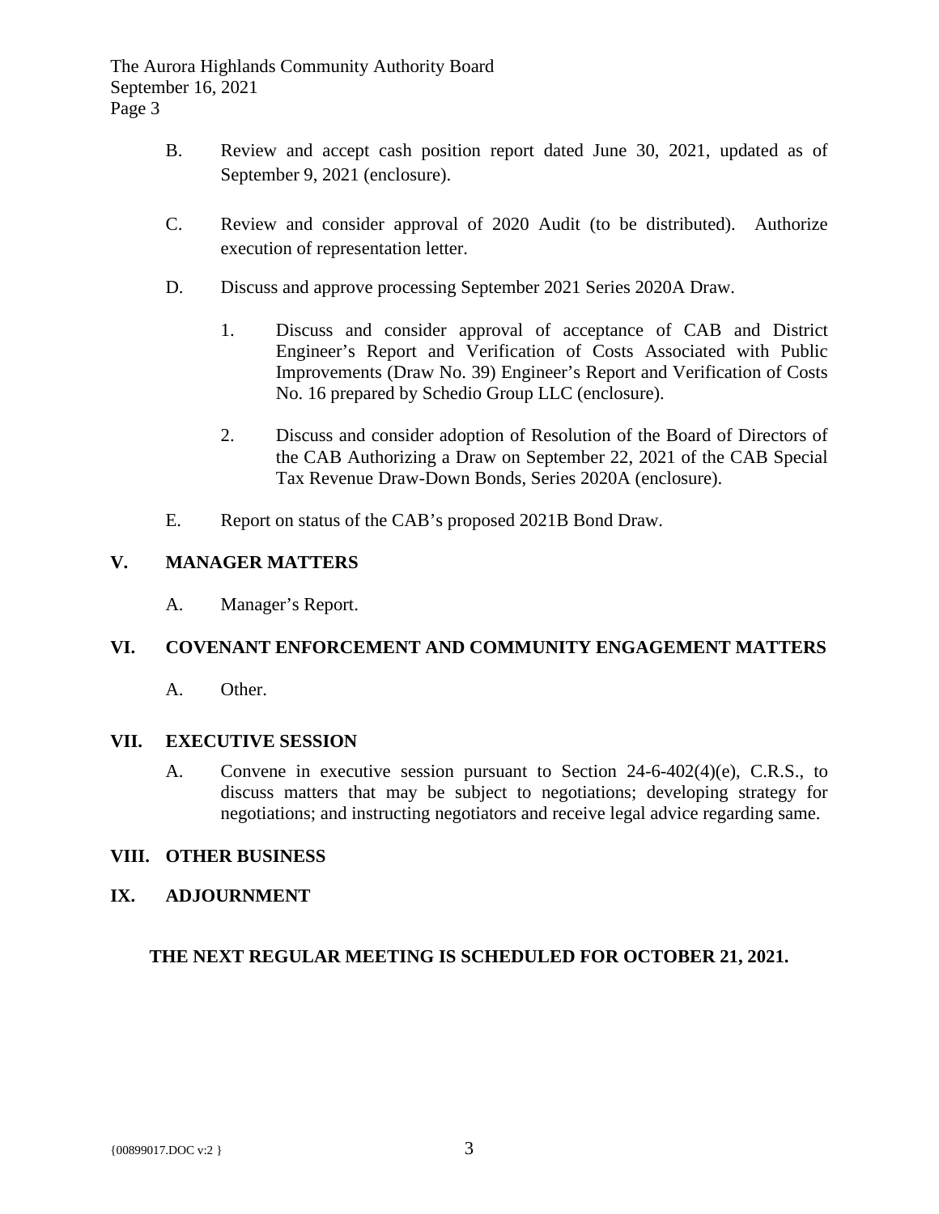B. Review and accept cash position report dated June 30, 2021, updated as of September 9, 2021 (enclosure).

C. Review and consider approval of 2020 Audit (to be distributed). Authorize execution of representation letter.

D. Discuss and approve processing September 2021 Series 2020A Draw.

   1. Discuss and consider approval of acceptance of CAB and District Engineer's Report and Verification of Costs Associated with Public Improvements (Draw No. 39) Engineer's Report and Verification of Costs No. 16 prepared by Schedio Group LLC (enclosure).

   2. Discuss and consider adoption of Resolution of the Board of Directors of the CAB Authorizing a Draw on September 22, 2021 of the CAB Special Tax Revenue Draw-Down Bonds, Series 2020A (enclosure).

E. Report on status of the CAB's proposed 2021B Bond Draw.

## V. MANAGER MATTERS

A. Manager's Report.

## VI. COVENANT ENFORCEMENT AND COMMUNITY ENGAGEMENT MATTERS

A. Other.

## VII. EXECUTIVE SESSION

A. Convene in executive session pursuant to Section 24-6-402(4)(e), C.R.S., to discuss matters that may be subject to negotiations; developing strategy for negotiations; and instructing negotiators and receive legal advice regarding same.

## VIII. OTHER BUSINESS

## IX. ADJOURNMENT

**THE NEXT REGULAR MEETING IS SCHEDULED FOR OCTOBER 21, 2021.**